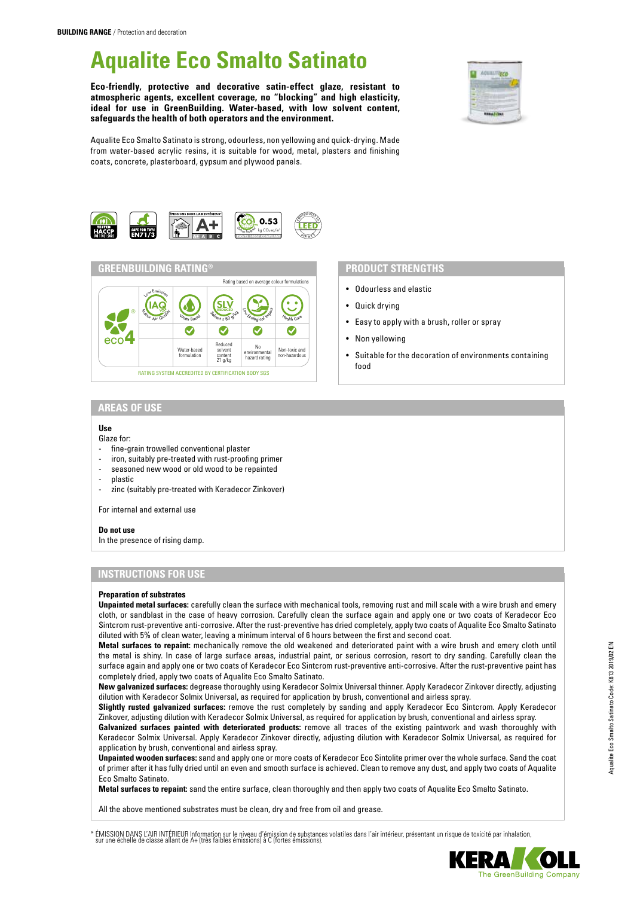**BUILDING RANGE** / Protection and decoration

# Aqualite Eco Smalto Satinato

**Eco-friendly, protective and decorative satin-effect glaze, resistant to atmospheric agents, excellent coverage, no "blocking" and high elasticity, ideal for use in GreenBuilding. Water-based, with low solvent content, safeguards the health of both operators and the environment.**

Aqualite Eco Smalto Satinato is strong, odourless, non yellowing and quick-drying. Made from water-based acrylic resins, it is suitable for wood, metal, plasters and finishing coats, concrete, plasterboard, gypsum and plywood panels.

## GREENBUILDING RATING®

Rating based on average colour formulations

| eco4 | Low Emission IAQ Indoor Air Quality | Water Based | SLV Reduced Solvent ≤ 80 g/kg | Low Ecological Impact | Health Care |
|---|---|---|---|---|---|
| | | ✓ | ✓ | ✓ | ✓ |
| | | Water-based formulation | Reduced solvent content 21 g/kg | No environmental hazard rating | Non-toxic and non-hazardous |

RATING SYSTEM ACCREDITED BY CERTIFICATION BODY SGS

## PRODUCT STRENGTHS

- Odourless and elastic
- Quick drying
- Easy to apply with a brush, roller or spray
- Non yellowing
- Suitable for the decoration of environments containing food

## AREAS OF USE

**Use**

Glaze for:

- fine-grain trowelled conventional plaster
- iron, suitably pre-treated with rust-proofing primer
- seasoned new wood or old wood to be repainted
- plastic
- zinc (suitably pre-treated with Keradecor Zinkover)

For internal and external use

**Do not use**

In the presence of rising damp.

## INSTRUCTIONS FOR USE

**Preparation of substrates**

**Unpainted metal surfaces:** carefully clean the surface with mechanical tools, removing rust and mill scale with a wire brush and emery cloth, or sandblast in the case of heavy corrosion. Carefully clean the surface again and apply one or two coats of Keradecor Eco Sintcrom rust-preventive anti-corrosive. After the rust-preventive has dried completely, apply two coats of Aqualite Eco Smalto Satinato diluted with 5% of clean water, leaving a minimum interval of 6 hours between the first and second coat.

**Metal surfaces to repaint:** mechanically remove the old weakened and deteriorated paint with a wire brush and emery cloth until the metal is shiny. In case of large surface areas, industrial paint, or serious corrosion, resort to dry sanding. Carefully clean the surface again and apply one or two coats of Keradecor Eco Sintcrom rust-preventive anti-corrosive. After the rust-preventive paint has completely dried, apply two coats of Aqualite Eco Smalto Satinato.

**New galvanized surfaces:** degrease thoroughly using Keradecor Solmix Universal thinner. Apply Keradecor Zinkover directly, adjusting dilution with Keradecor Solmix Universal, as required for application by brush, conventional and airless spray.

**Slightly rusted galvanized surfaces:** remove the rust completely by sanding and apply Keradecor Eco Sintcrom. Apply Keradecor Zinkover, adjusting dilution with Keradecor Solmix Universal, as required for application by brush, conventional and airless spray.

**Galvanized surfaces painted with deteriorated products:** remove all traces of the existing paintwork and wash thoroughly with Keradecor Solmix Universal. Apply Keradecor Zinkover directly, adjusting dilution with Keradecor Solmix Universal, as required for application by brush, conventional and airless spray.

**Unpainted wooden surfaces:** sand and apply one or more coats of Keradecor Eco Sintolite primer over the whole surface. Sand the coat of primer after it has fully dried until an even and smooth surface is achieved. Clean to remove any dust, and apply two coats of Aqualite Eco Smalto Satinato.

**Metal surfaces to repaint:** sand the entire surface, clean thoroughly and then apply two coats of Aqualite Eco Smalto Satinato.

All the above mentioned substrates must be clean, dry and free from oil and grease.

\* ÉMISSION DANS L'AIR INTÉRIEUR Information sur le niveau d'émission de substances volatiles dans l'air intérieur, présentant un risque de toxicité par inhalation, sur une échelle de classe allant de A+ (très faibles émissions) à C (fortes émissions).

Aqualite Eco Smalto Satinato Code: K813 2019/02 EN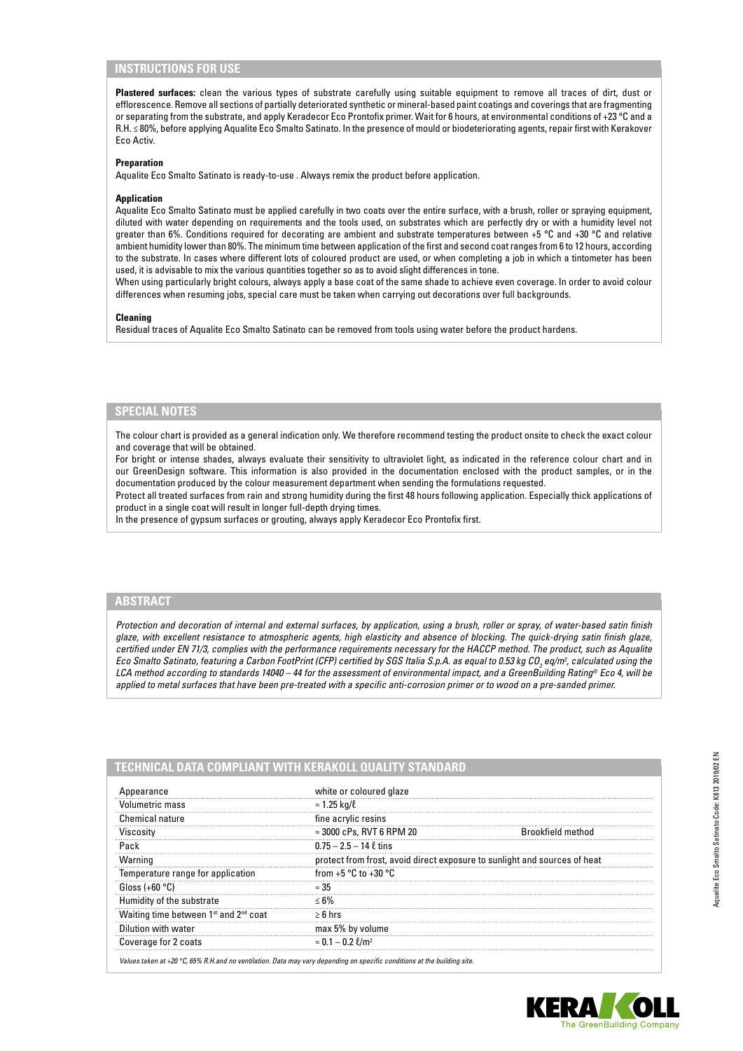## INSTRUCTIONS FOR USE

**Plastered surfaces:** clean the various types of substrate carefully using suitable equipment to remove all traces of dirt, dust or efflorescence. Remove all sections of partially deteriorated synthetic or mineral-based paint coatings and coverings that are fragmenting or separating from the substrate, and apply Keradecor Eco Prontofix primer. Wait for 6 hours, at environmental conditions of +23 °C and a R.H. ≤ 80%, before applying Aqualite Eco Smalto Satinato. In the presence of mould or biodeteriorating agents, repair first with Kerakover Eco Activ.

**Preparation**

Aqualite Eco Smalto Satinato is ready-to-use . Always remix the product before application.

**Application**

Aqualite Eco Smalto Satinato must be applied carefully in two coats over the entire surface, with a brush, roller or spraying equipment, diluted with water depending on requirements and the tools used, on substrates which are perfectly dry or with a humidity level not greater than 6%. Conditions required for decorating are ambient and substrate temperatures between +5 °C and +30 °C and relative ambient humidity lower than 80%. The minimum time between application of the first and second coat ranges from 6 to 12 hours, according to the substrate. In cases where different lots of coloured product are used, or when completing a job in which a tintometer has been used, it is advisable to mix the various quantities together so as to avoid slight differences in tone.

When using particularly bright colours, always apply a base coat of the same shade to achieve even coverage. In order to avoid colour differences when resuming jobs, special care must be taken when carrying out decorations over full backgrounds.

**Cleaning**

Residual traces of Aqualite Eco Smalto Satinato can be removed from tools using water before the product hardens.

## SPECIAL NOTES

The colour chart is provided as a general indication only. We therefore recommend testing the product onsite to check the exact colour and coverage that will be obtained.

For bright or intense shades, always evaluate their sensitivity to ultraviolet light, as indicated in the reference colour chart and in our GreenDesign software. This information is also provided in the documentation enclosed with the product samples, or in the documentation produced by the colour measurement department when sending the formulations requested.

Protect all treated surfaces from rain and strong humidity during the first 48 hours following application. Especially thick applications of product in a single coat will result in longer full-depth drying times.

In the presence of gypsum surfaces or grouting, always apply Keradecor Eco Prontofix first.

## ABSTRACT

*Protection and decoration of internal and external surfaces, by application, using a brush, roller or spray, of water-based satin finish glaze, with excellent resistance to atmospheric agents, high elasticity and absence of blocking. The quick-drying satin finish glaze, certified under EN 71/3, complies with the performance requirements necessary for the HACCP method. The product, such as Aqualite Eco Smalto Satinato, featuring a Carbon FootPrint (CFP) certified by SGS Italia S.p.A. as equal to 0.53 kg $CO_2$ eq/m², calculated using the LCA method according to standards 14040 – 44 for the assessment of environmental impact, and a GreenBuilding Rating® Eco 4, will be applied to metal surfaces that have been pre-treated with a specific anti-corrosion primer or to wood on a pre-sanded primer.*

## TECHNICAL DATA COMPLIANT WITH KERAKOLL QUALITY STANDARD

| | | |
|---|---|---|
| Appearance | white or coloured glaze | |
| Volumetric mass | ≈ 1.25 kg/ℓ | |
| Chemical nature | fine acrylic resins | |
| Viscosity | ≈ 3000 cPs, RVT 6 RPM 20 | Brookfield method |
| Pack | 0.75 – 2.5 – 14 ℓ tins | |
| Warning | protect from frost, avoid direct exposure to sunlight and sources of heat | |
| Temperature range for application | from +5 °C to +30 °C | |
| Gloss (+60 °C) | ≈ 35 | |
| Humidity of the substrate | ≤ 6% | |
| Waiting time between 1st and 2nd coat | ≥ 6 hrs | |
| Dilution with water | max 5% by volume | |
| Coverage for 2 coats | ≈ 0.1 – 0.2 ℓ/m² | |

*Values taken at +20 °C, 65% R.H.and no ventilation. Data may vary depending on specific conditions at the building site.*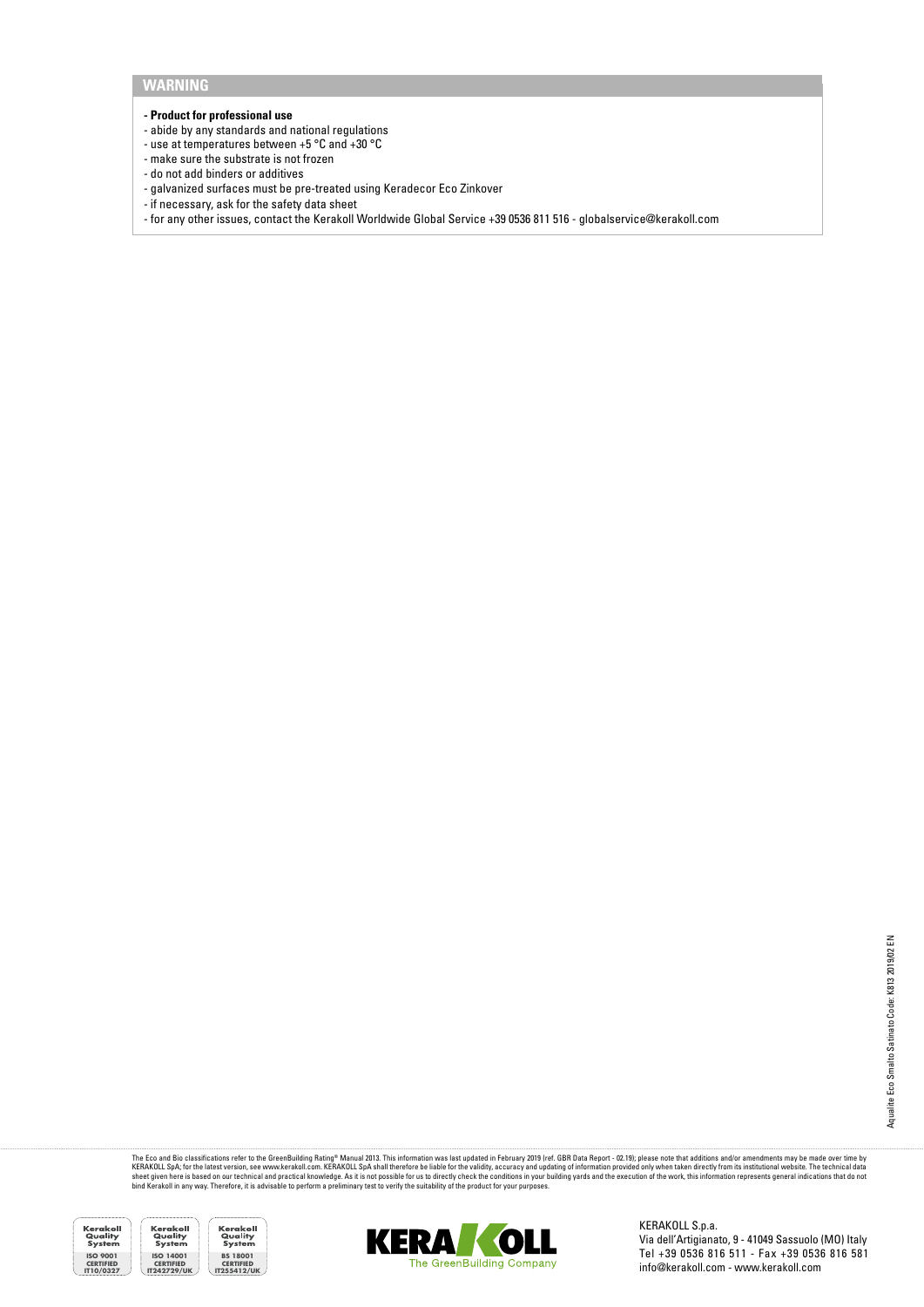## WARNING

- **Product for professional use**
- abide by any standards and national regulations
- use at temperatures between +5 °C and +30 °C
- make sure the substrate is not frozen
- do not add binders or additives
- galvanized surfaces must be pre-treated using Keradecor Eco Zinkover
- if necessary, ask for the safety data sheet
- for any other issues, contact the Kerakoll Worldwide Global Service +39 0536 811 516 - globalservice@kerakoll.com

Aqualite Eco Smalto Satinato Code: K813 2019/02 EN

The Eco and Bio classifications refer to the GreenBuilding Rating® Manual 2013. This information was last updated in February 2019 (ref. GBR Data Report - 02.19); please note that additions and/or amendments may be made over time by KERAKOLL SpA; for the latest version, see www.kerakoll.com. KERAKOLL SpA shall therefore be liable for the validity, accuracy and updating of information provided only when taken directly from its institutional website. The technical data sheet given here is based on our technical and practical knowledge. As it is not possible for us to directly check the conditions in your building yards and the execution of the work, this information represents general indications that do not bind Kerakoll in any way. Therefore, it is advisable to perform a preliminary test to verify the suitability of the product for your purposes.

Kerakoll Quality System ISO 9001 CERTIFIED IT10/0327

Kerakoll Quality System ISO 14001 CERTIFIED IT242729/UK

Kerakoll Quality System BS 18001 CERTIFIED IT255412/UK

KERAKOLL The GreenBuilding Company

KERAKOLL S.p.a.
Via dell'Artigianato, 9 - 41049 Sassuolo (MO) Italy
Tel +39 0536 816 511 - Fax +39 0536 816 581
info@kerakoll.com - www.kerakoll.com